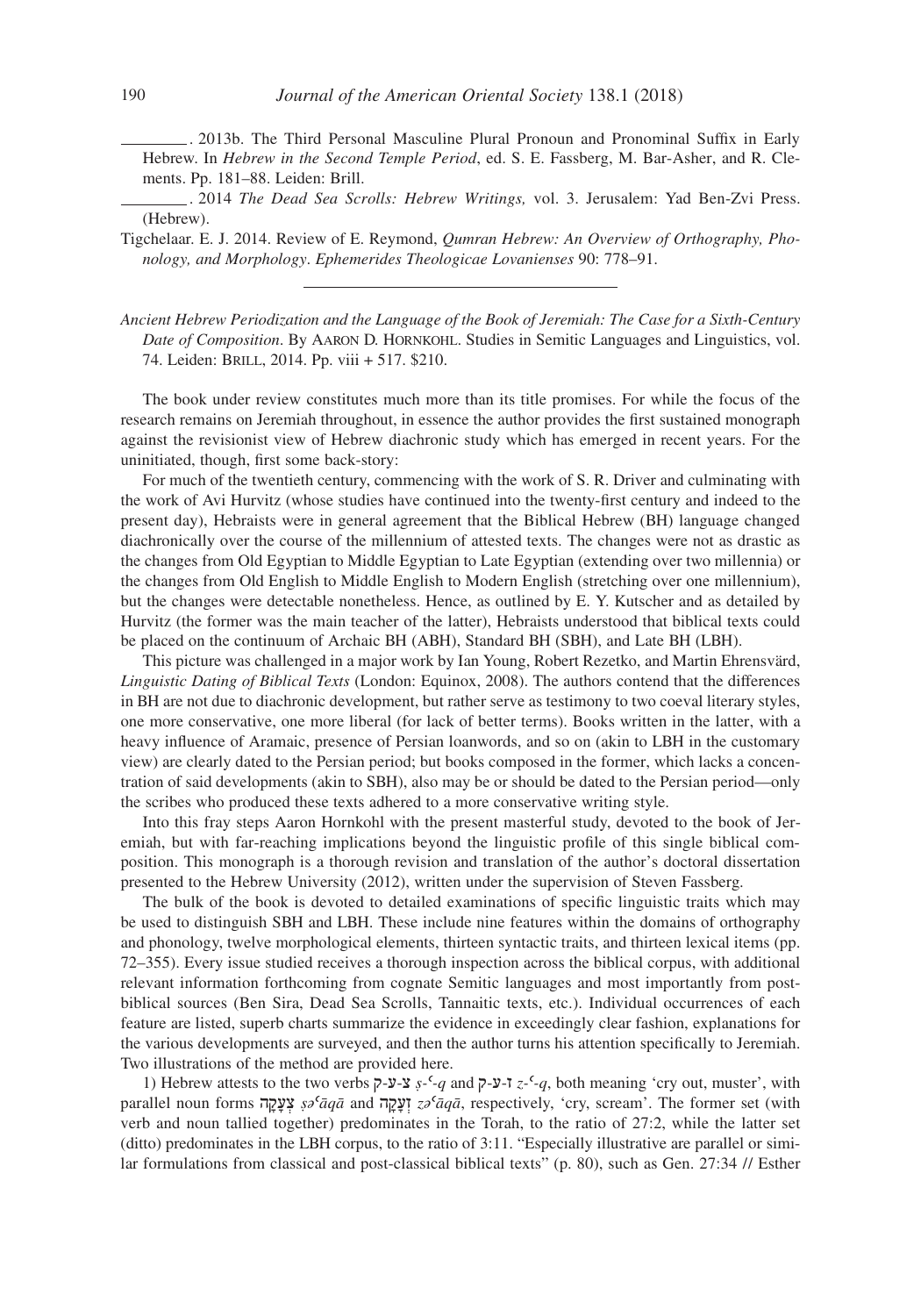________. 2013b. The Third Personal Masculine Plural Pronoun and Pronominal Suffix in Early Hebrew. In *Hebrew in the Second Temple Period*, ed. S. E. Fassberg, M. Bar-Asher, and R. Clements. Pp. 181–88. Leiden: Brill.

________. 2014 *The Dead Sea Scrolls: Hebrew Writings,* vol. 3. Jerusalem: Yad Ben-Zvi Press. (Hebrew).

Tigchelaar. E. J. 2014. Review of E. Reymond, *Qumran Hebrew: An Overview of Orthography, Phonology, and Morphology*. *Ephemerides Theologicae Lovanienses* 90: 778–91.

---

*Ancient Hebrew Periodization and the Language of the Book of Jeremiah: The Case for a Sixth-Century Date of Composition*. By Aaron D. Hornkohl. Studies in Semitic Languages and Linguistics, vol. 74. Leiden: Brill, 2014. Pp. viii + 517. $210.

The book under review constitutes much more than its title promises. For while the focus of the research remains on Jeremiah throughout, in essence the author provides the first sustained monograph against the revisionist view of Hebrew diachronic study which has emerged in recent years. For the uninitiated, though, first some back-story:

For much of the twentieth century, commencing with the work of S. R. Driver and culminating with the work of Avi Hurvitz (whose studies have continued into the twenty-first century and indeed to the present day), Hebraists were in general agreement that the Biblical Hebrew (BH) language changed diachronically over the course of the millennium of attested texts. The changes were not as drastic as the changes from Old Egyptian to Middle Egyptian to Late Egyptian (extending over two millennia) or the changes from Old English to Middle English to Modern English (stretching over one millennium), but the changes were detectable nonetheless. Hence, as outlined by E. Y. Kutscher and as detailed by Hurvitz (the former was the main teacher of the latter), Hebraists understood that biblical texts could be placed on the continuum of Archaic BH (ABH), Standard BH (SBH), and Late BH (LBH).

This picture was challenged in a major work by Ian Young, Robert Rezetko, and Martin Ehrensvärd, *Linguistic Dating of Biblical Texts* (London: Equinox, 2008). The authors contend that the differences in BH are not due to diachronic development, but rather serve as testimony to two coeval literary styles, one more conservative, one more liberal (for lack of better terms). Books written in the latter, with a heavy influence of Aramaic, presence of Persian loanwords, and so on (akin to LBH in the customary view) are clearly dated to the Persian period; but books composed in the former, which lacks a concentration of said developments (akin to SBH), also may be or should be dated to the Persian period—only the scribes who produced these texts adhered to a more conservative writing style.

Into this fray steps Aaron Hornkohl with the present masterful study, devoted to the book of Jeremiah, but with far-reaching implications beyond the linguistic profile of this single biblical composition. This monograph is a thorough revision and translation of the author's doctoral dissertation presented to the Hebrew University (2012), written under the supervision of Steven Fassberg.

The bulk of the book is devoted to detailed examinations of specific linguistic traits which may be used to distinguish SBH and LBH. These include nine features within the domains of orthography and phonology, twelve morphological elements, thirteen syntactic traits, and thirteen lexical items (pp. 72–355). Every issue studied receives a thorough inspection across the biblical corpus, with additional relevant information forthcoming from cognate Semitic languages and most importantly from post-biblical sources (Ben Sira, Dead Sea Scrolls, Tannaitic texts, etc.). Individual occurrences of each feature are listed, superb charts summarize the evidence in exceedingly clear fashion, explanations for the various developments are surveyed, and then the author turns his attention specifically to Jeremiah. Two illustrations of the method are provided here.

1) Hebrew attests to the two verbs צ-ע-ק *ṣ-ʿ-q* and ז-ע-ק *z-ʿ-q*, both meaning 'cry out, muster', with parallel noun forms צְעָקָה *ṣəʿāqā* and זְעָקָה *zəʿāqā*, respectively, 'cry, scream'. The former set (with verb and noun tallied together) predominates in the Torah, to the ratio of 27:2, while the latter set (ditto) predominates in the LBH corpus, to the ratio of 3:11. "Especially illustrative are parallel or similar formulations from classical and post-classical biblical texts" (p. 80), such as Gen. 27:34 // Esther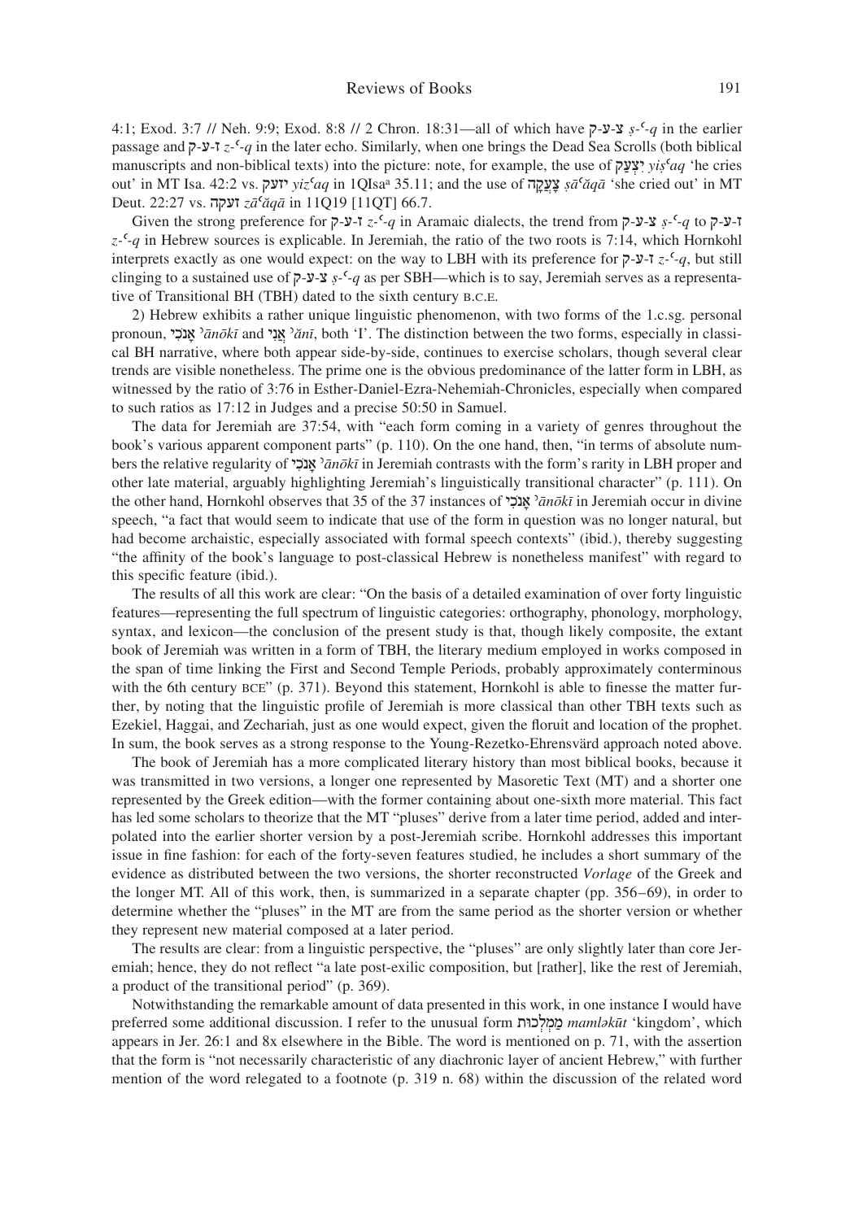4:1; Exod. 3:7 // Neh. 9:9; Exod. 8:8 // 2 Chron. 18:31—all of which have צ-ע-ק *ṣ-ʿ-q* in the earlier passage and ז-ע-ק *z-ʿ-q* in the later echo. Similarly, when one brings the Dead Sea Scrolls (both biblical manuscripts and non-biblical texts) into the picture: note, for example, the use of יִצְעַק *yiṣʿaq* 'he cries out' in MT Isa. 42:2 vs. יזעק *yizʿaq* in 1QIsa^a 35.11; and the use of צָעֲקָה *ṣāʿăqā* 'she cried out' in MT Deut. 22:27 vs. זעקה *zāʿăqā* in 11Q19 [11QT] 66.7.

Given the strong preference for ז-ע-ק *z-ʿ-q* in Aramaic dialects, the trend from צ-ע-ק *ṣ-ʿ-q* to ז-ע-ק *z-ʿ-q* in Hebrew sources is explicable. In Jeremiah, the ratio of the two roots is 7:14, which Hornkohl interprets exactly as one would expect: on the way to LBH with its preference for ז-ע-ק *z-ʿ-q*, but still clinging to a sustained use of צ-ע-ק *ṣ-ʿ-q* as per SBH—which is to say, Jeremiah serves as a representative of Transitional BH (TBH) dated to the sixth century B.C.E.

2) Hebrew exhibits a rather unique linguistic phenomenon, with two forms of the 1.c.sg. personal pronoun, אָנֹכִי *ʾānōkī* and אֲנִי *ʾănī*, both 'I'. The distinction between the two forms, especially in classical BH narrative, where both appear side-by-side, continues to exercise scholars, though several clear trends are visible nonetheless. The prime one is the obvious predominance of the latter form in LBH, as witnessed by the ratio of 3:76 in Esther-Daniel-Ezra-Nehemiah-Chronicles, especially when compared to such ratios as 17:12 in Judges and a precise 50:50 in Samuel.

The data for Jeremiah are 37:54, with "each form coming in a variety of genres throughout the book's various apparent component parts" (p. 110). On the one hand, then, "in terms of absolute numbers the relative regularity of אָנֹכִי *ʾānōkī* in Jeremiah contrasts with the form's rarity in LBH proper and other late material, arguably highlighting Jeremiah's linguistically transitional character" (p. 111). On the other hand, Hornkohl observes that 35 of the 37 instances of אָנֹכִי *ʾānōkī* in Jeremiah occur in divine speech, "a fact that would seem to indicate that use of the form in question was no longer natural, but had become archaistic, especially associated with formal speech contexts" (ibid.), thereby suggesting "the affinity of the book's language to post-classical Hebrew is nonetheless manifest" with regard to this specific feature (ibid.).

The results of all this work are clear: "On the basis of a detailed examination of over forty linguistic features—representing the full spectrum of linguistic categories: orthography, phonology, morphology, syntax, and lexicon—the conclusion of the present study is that, though likely composite, the extant book of Jeremiah was written in a form of TBH, the literary medium employed in works composed in the span of time linking the First and Second Temple Periods, probably approximately conterminous with the 6th century BCE" (p. 371). Beyond this statement, Hornkohl is able to finesse the matter further, by noting that the linguistic profile of Jeremiah is more classical than other TBH texts such as Ezekiel, Haggai, and Zechariah, just as one would expect, given the floruit and location of the prophet. In sum, the book serves as a strong response to the Young-Rezetko-Ehrensvärd approach noted above.

The book of Jeremiah has a more complicated literary history than most biblical books, because it was transmitted in two versions, a longer one represented by Masoretic Text (MT) and a shorter one represented by the Greek edition—with the former containing about one-sixth more material. This fact has led some scholars to theorize that the MT "pluses" derive from a later time period, added and interpolated into the earlier shorter version by a post-Jeremiah scribe. Hornkohl addresses this important issue in fine fashion: for each of the forty-seven features studied, he includes a short summary of the evidence as distributed between the two versions, the shorter reconstructed *Vorlage* of the Greek and the longer MT. All of this work, then, is summarized in a separate chapter (pp. 356–69), in order to determine whether the "pluses" in the MT are from the same period as the shorter version or whether they represent new material composed at a later period.

The results are clear: from a linguistic perspective, the "pluses" are only slightly later than core Jeremiah; hence, they do not reflect "a late post-exilic composition, but [rather], like the rest of Jeremiah, a product of the transitional period" (p. 369).

Notwithstanding the remarkable amount of data presented in this work, in one instance I would have preferred some additional discussion. I refer to the unusual form מַמְלְכוּת *mamləkūt* 'kingdom', which appears in Jer. 26:1 and 8x elsewhere in the Bible. The word is mentioned on p. 71, with the assertion that the form is "not necessarily characteristic of any diachronic layer of ancient Hebrew," with further mention of the word relegated to a footnote (p. 319 n. 68) within the discussion of the related word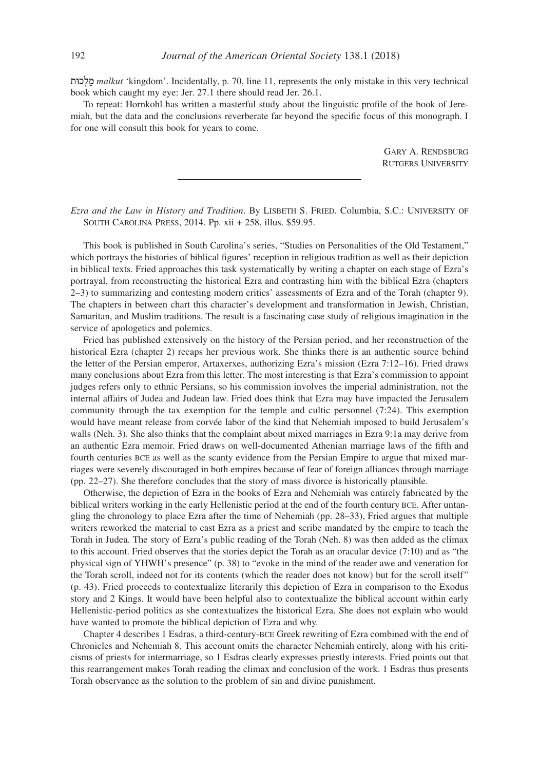מַלְכוּת *malkut* 'kingdom'. Incidentally, p. 70, line 11, represents the only mistake in this very technical book which caught my eye: Jer. 27.1 there should read Jer. 26.1.

To repeat: Hornkohl has written a masterful study about the linguistic profile of the book of Jeremiah, but the data and the conclusions reverberate far beyond the specific focus of this monograph. I for one will consult this book for years to come.

Gary A. Rendsburg
Rutgers University

---

*Ezra and the Law in History and Tradition*. By Lisbeth S. Fried. Columbia, S.C.: University of South Carolina Press, 2014. Pp. xii + 258, illus. $59.95.

This book is published in South Carolina's series, "Studies on Personalities of the Old Testament," which portrays the histories of biblical figures' reception in religious tradition as well as their depiction in biblical texts. Fried approaches this task systematically by writing a chapter on each stage of Ezra's portrayal, from reconstructing the historical Ezra and contrasting him with the biblical Ezra (chapters 2–3) to summarizing and contesting modern critics' assessments of Ezra and of the Torah (chapter 9). The chapters in between chart this character's development and transformation in Jewish, Christian, Samaritan, and Muslim traditions. The result is a fascinating case study of religious imagination in the service of apologetics and polemics.

Fried has published extensively on the history of the Persian period, and her reconstruction of the historical Ezra (chapter 2) recaps her previous work. She thinks there is an authentic source behind the letter of the Persian emperor, Artaxerxes, authorizing Ezra's mission (Ezra 7:12–16). Fried draws many conclusions about Ezra from this letter. The most interesting is that Ezra's commission to appoint judges refers only to ethnic Persians, so his commission involves the imperial administration, not the internal affairs of Judea and Judean law. Fried does think that Ezra may have impacted the Jerusalem community through the tax exemption for the temple and cultic personnel (7:24). This exemption would have meant release from corvée labor of the kind that Nehemiah imposed to build Jerusalem's walls (Neh. 3). She also thinks that the complaint about mixed marriages in Ezra 9:1a may derive from an authentic Ezra memoir. Fried draws on well-documented Athenian marriage laws of the fifth and fourth centuries BCE as well as the scanty evidence from the Persian Empire to argue that mixed marriages were severely discouraged in both empires because of fear of foreign alliances through marriage (pp. 22–27). She therefore concludes that the story of mass divorce is historically plausible.

Otherwise, the depiction of Ezra in the books of Ezra and Nehemiah was entirely fabricated by the biblical writers working in the early Hellenistic period at the end of the fourth century BCE. After untangling the chronology to place Ezra after the time of Nehemiah (pp. 28–33), Fried argues that multiple writers reworked the material to cast Ezra as a priest and scribe mandated by the empire to teach the Torah in Judea. The story of Ezra's public reading of the Torah (Neh. 8) was then added as the climax to this account. Fried observes that the stories depict the Torah as an oracular device (7:10) and as "the physical sign of YHWH's presence" (p. 38) to "evoke in the mind of the reader awe and veneration for the Torah scroll, indeed not for its contents (which the reader does not know) but for the scroll itself" (p. 43). Fried proceeds to contextualize literarily this depiction of Ezra in comparison to the Exodus story and 2 Kings. It would have been helpful also to contextualize the biblical account within early Hellenistic-period politics as she contextualizes the historical Ezra. She does not explain who would have wanted to promote the biblical depiction of Ezra and why.

Chapter 4 describes 1 Esdras, a third-century-BCE Greek rewriting of Ezra combined with the end of Chronicles and Nehemiah 8. This account omits the character Nehemiah entirely, along with his criticisms of priests for intermarriage, so 1 Esdras clearly expresses priestly interests. Fried points out that this rearrangement makes Torah reading the climax and conclusion of the work. 1 Esdras thus presents Torah observance as the solution to the problem of sin and divine punishment.